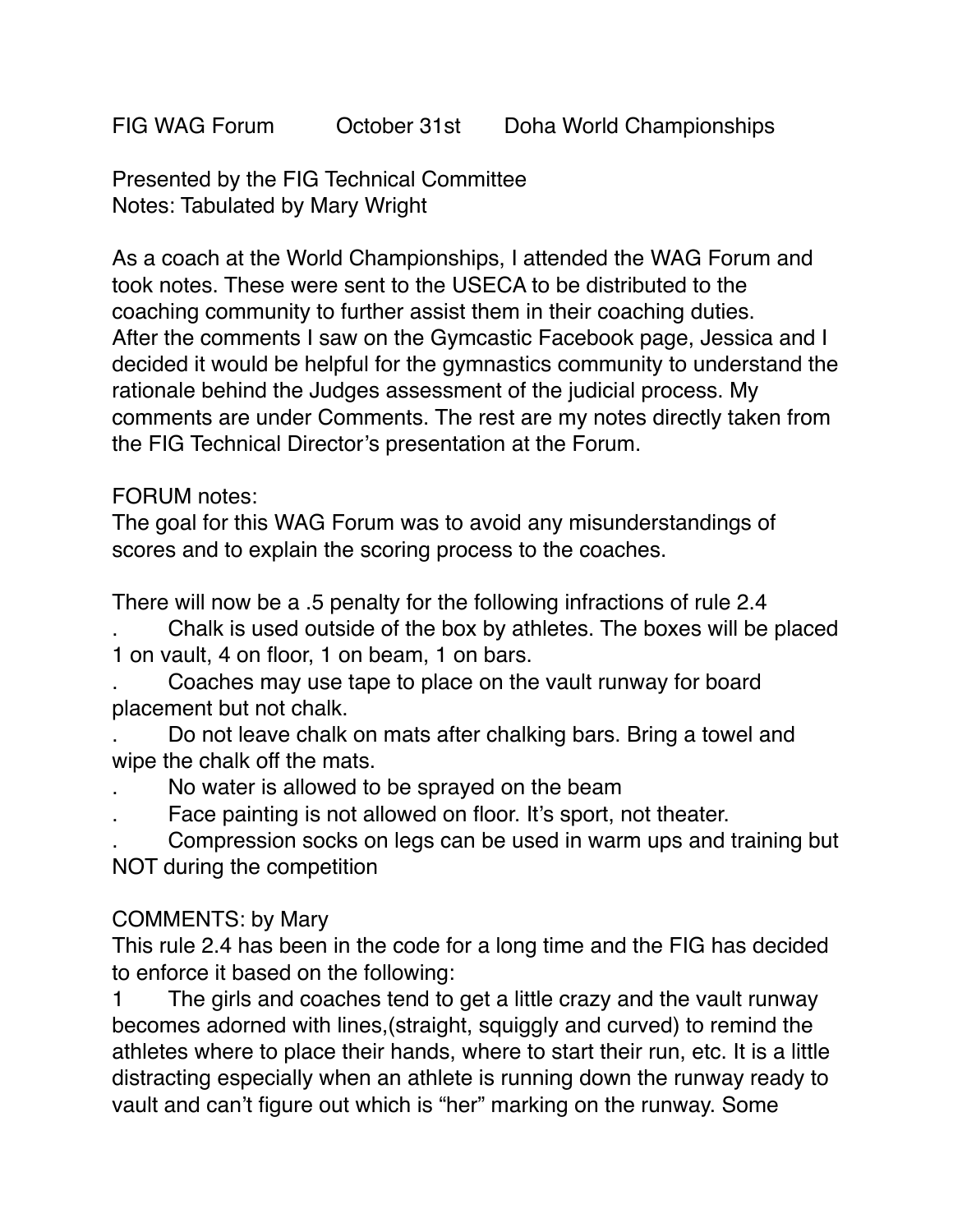FIG WAG Forum October 31st Doha World Championships

Presented by the FIG Technical Committee
Notes: Tabulated by Mary Wright

As a coach at the World Championships, I attended the WAG Forum and took notes. These were sent to the USECA to be distributed to the coaching community to further assist them in their coaching duties.
After the comments I saw on the Gymcastic Facebook page, Jessica and I decided it would be helpful for the gymnastics community to understand the rationale behind the Judges assessment of the judicial process. My comments are under Comments. The rest are my notes directly taken from the FIG Technical Director's presentation at the Forum.

FORUM notes:
The goal for this WAG Forum was to avoid any misunderstandings of scores and to explain the scoring process to the coaches.

There will now be a .5 penalty for the following infractions of rule 2.4

- Chalk is used outside of the box by athletes. The boxes will be placed 1 on vault, 4 on floor, 1 on beam, 1 on bars.
- Coaches may use tape to place on the vault runway for board placement but not chalk.
- Do not leave chalk on mats after chalking bars. Bring a towel and wipe the chalk off the mats.
- No water is allowed to be sprayed on the beam
- Face painting is not allowed on floor. It's sport, not theater.
- Compression socks on legs can be used in warm ups and training but NOT during the competition

COMMENTS: by Mary
This rule 2.4 has been in the code for a long time and the FIG has decided to enforce it based on the following:

1 The girls and coaches tend to get a little crazy and the vault runway becomes adorned with lines,(straight, squiggly and curved) to remind the athletes where to place their hands, where to start their run, etc. It is a little distracting especially when an athlete is running down the runway ready to vault and can't figure out which is "her" marking on the runway. Some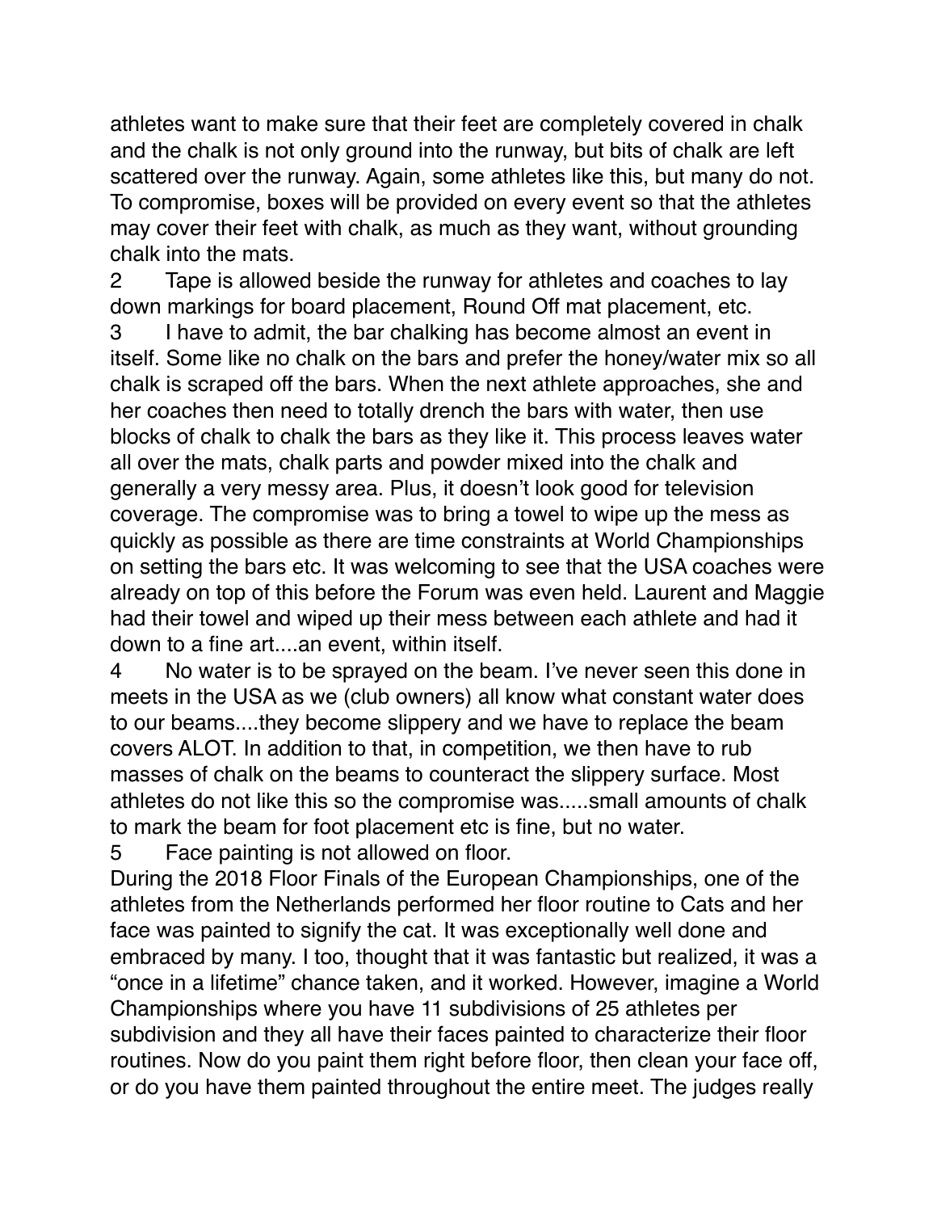athletes want to make sure that their feet are completely covered in chalk and the chalk is not only ground into the runway, but bits of chalk are left scattered over the runway. Again, some athletes like this, but many do not. To compromise, boxes will be provided on every event so that the athletes may cover their feet with chalk, as much as they want, without grounding chalk into the mats.

2 Tape is allowed beside the runway for athletes and coaches to lay down markings for board placement, Round Off mat placement, etc.

3 I have to admit, the bar chalking has become almost an event in itself. Some like no chalk on the bars and prefer the honey/water mix so all chalk is scraped off the bars. When the next athlete approaches, she and her coaches then need to totally drench the bars with water, then use blocks of chalk to chalk the bars as they like it. This process leaves water all over the mats, chalk parts and powder mixed into the chalk and generally a very messy area. Plus, it doesn't look good for television coverage. The compromise was to bring a towel to wipe up the mess as quickly as possible as there are time constraints at World Championships on setting the bars etc. It was welcoming to see that the USA coaches were already on top of this before the Forum was even held. Laurent and Maggie had their towel and wiped up their mess between each athlete and had it down to a fine art....an event, within itself.

4 No water is to be sprayed on the beam. I've never seen this done in meets in the USA as we (club owners) all know what constant water does to our beams....they become slippery and we have to replace the beam covers ALOT. In addition to that, in competition, we then have to rub masses of chalk on the beams to counteract the slippery surface. Most athletes do not like this so the compromise was.....small amounts of chalk to mark the beam for foot placement etc is fine, but no water.

5 Face painting is not allowed on floor.

During the 2018 Floor Finals of the European Championships, one of the athletes from the Netherlands performed her floor routine to Cats and her face was painted to signify the cat. It was exceptionally well done and embraced by many. I too, thought that it was fantastic but realized, it was a "once in a lifetime" chance taken, and it worked. However, imagine a World Championships where you have 11 subdivisions of 25 athletes per subdivision and they all have their faces painted to characterize their floor routines. Now do you paint them right before floor, then clean your face off, or do you have them painted throughout the entire meet. The judges really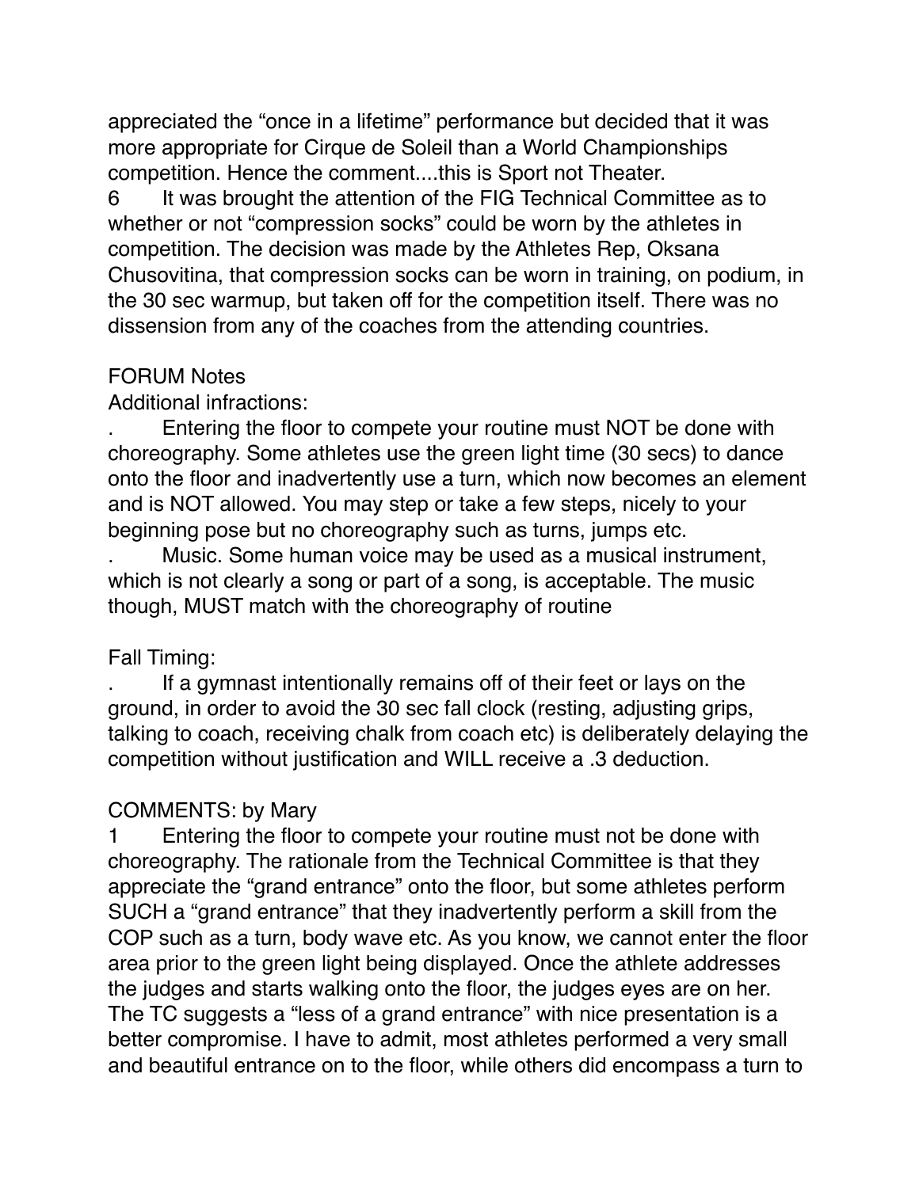appreciated the “once in a lifetime” performance but decided that it was more appropriate for Cirque de Soleil than a World Championships competition. Hence the comment....this is Sport not Theater.

6 It was brought the attention of the FIG Technical Committee as to whether or not “compression socks” could be worn by the athletes in competition. The decision was made by the Athletes Rep, Oksana Chusovitina, that compression socks can be worn in training, on podium, in the 30 sec warmup, but taken off for the competition itself. There was no dissension from any of the coaches from the attending countries.

FORUM Notes

Additional infractions:

. Entering the floor to compete your routine must NOT be done with choreography. Some athletes use the green light time (30 secs) to dance onto the floor and inadvertently use a turn, which now becomes an element and is NOT allowed. You may step or take a few steps, nicely to your beginning pose but no choreography such as turns, jumps etc.

. Music. Some human voice may be used as a musical instrument, which is not clearly a song or part of a song, is acceptable. The music though, MUST match with the choreography of routine

Fall Timing:

. If a gymnast intentionally remains off of their feet or lays on the ground, in order to avoid the 30 sec fall clock (resting, adjusting grips, talking to coach, receiving chalk from coach etc) is deliberately delaying the competition without justification and WILL receive a .3 deduction.

COMMENTS: by Mary

1 Entering the floor to compete your routine must not be done with choreography. The rationale from the Technical Committee is that they appreciate the “grand entrance” onto the floor, but some athletes perform SUCH a “grand entrance” that they inadvertently perform a skill from the COP such as a turn, body wave etc. As you know, we cannot enter the floor area prior to the green light being displayed. Once the athlete addresses the judges and starts walking onto the floor, the judges eyes are on her. The TC suggests a “less of a grand entrance” with nice presentation is a better compromise. I have to admit, most athletes performed a very small and beautiful entrance on to the floor, while others did encompass a turn to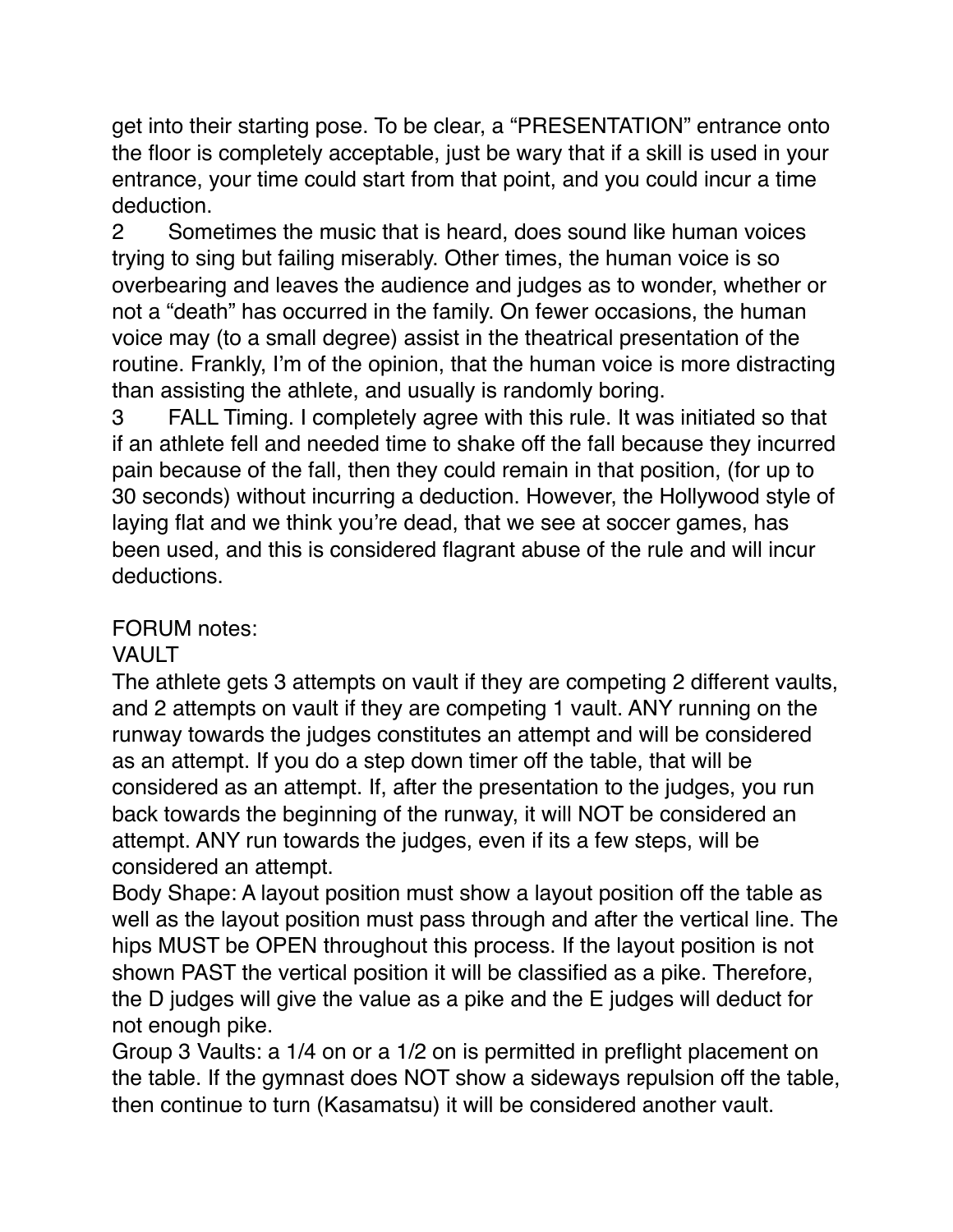get into their starting pose. To be clear, a "PRESENTATION" entrance onto the floor is completely acceptable, just be wary that if a skill is used in your entrance, your time could start from that point, and you could incur a time deduction.

2 Sometimes the music that is heard, does sound like human voices trying to sing but failing miserably. Other times, the human voice is so overbearing and leaves the audience and judges as to wonder, whether or not a "death" has occurred in the family. On fewer occasions, the human voice may (to a small degree) assist in the theatrical presentation of the routine. Frankly, I'm of the opinion, that the human voice is more distracting than assisting the athlete, and usually is randomly boring.

3 FALL Timing. I completely agree with this rule. It was initiated so that if an athlete fell and needed time to shake off the fall because they incurred pain because of the fall, then they could remain in that position, (for up to 30 seconds) without incurring a deduction. However, the Hollywood style of laying flat and we think you're dead, that we see at soccer games, has been used, and this is considered flagrant abuse of the rule and will incur deductions.

FORUM notes:

VAULT

The athlete gets 3 attempts on vault if they are competing 2 different vaults, and 2 attempts on vault if they are competing 1 vault. ANY running on the runway towards the judges constitutes an attempt and will be considered as an attempt. If you do a step down timer off the table, that will be considered as an attempt. If, after the presentation to the judges, you run back towards the beginning of the runway, it will NOT be considered an attempt. ANY run towards the judges, even if its a few steps, will be considered an attempt.

Body Shape: A layout position must show a layout position off the table as well as the layout position must pass through and after the vertical line. The hips MUST be OPEN throughout this process. If the layout position is not shown PAST the vertical position it will be classified as a pike. Therefore, the D judges will give the value as a pike and the E judges will deduct for not enough pike.

Group 3 Vaults: a 1/4 on or a 1/2 on is permitted in preflight placement on the table. If the gymnast does NOT show a sideways repulsion off the table, then continue to turn (Kasamatsu) it will be considered another vault.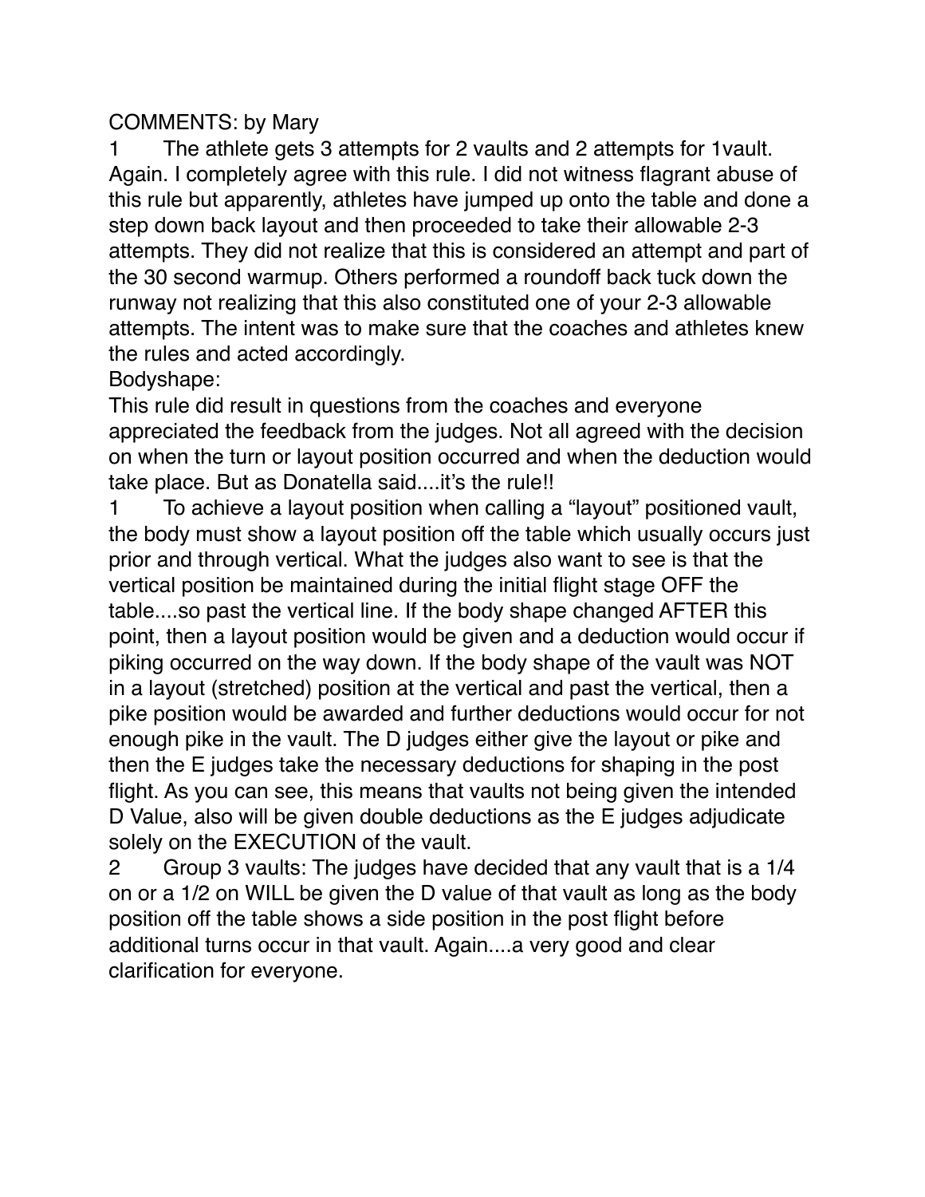COMMENTS: by Mary

1 The athlete gets 3 attempts for 2 vaults and 2 attempts for 1vault. Again. I completely agree with this rule. I did not witness flagrant abuse of this rule but apparently, athletes have jumped up onto the table and done a step down back layout and then proceeded to take their allowable 2-3 attempts. They did not realize that this is considered an attempt and part of the 30 second warmup. Others performed a roundoff back tuck down the runway not realizing that this also constituted one of your 2-3 allowable attempts. The intent was to make sure that the coaches and athletes knew the rules and acted accordingly.

Bodyshape:

This rule did result in questions from the coaches and everyone appreciated the feedback from the judges. Not all agreed with the decision on when the turn or layout position occurred and when the deduction would take place. But as Donatella said....it's the rule!!

1 To achieve a layout position when calling a "layout" positioned vault, the body must show a layout position off the table which usually occurs just prior and through vertical. What the judges also want to see is that the vertical position be maintained during the initial flight stage OFF the table....so past the vertical line. If the body shape changed AFTER this point, then a layout position would be given and a deduction would occur if piking occurred on the way down. If the body shape of the vault was NOT in a layout (stretched) position at the vertical and past the vertical, then a pike position would be awarded and further deductions would occur for not enough pike in the vault. The D judges either give the layout or pike and then the E judges take the necessary deductions for shaping in the post flight. As you can see, this means that vaults not being given the intended D Value, also will be given double deductions as the E judges adjudicate solely on the EXECUTION of the vault.

2 Group 3 vaults: The judges have decided that any vault that is a 1/4 on or a 1/2 on WILL be given the D value of that vault as long as the body position off the table shows a side position in the post flight before additional turns occur in that vault. Again....a very good and clear clarification for everyone.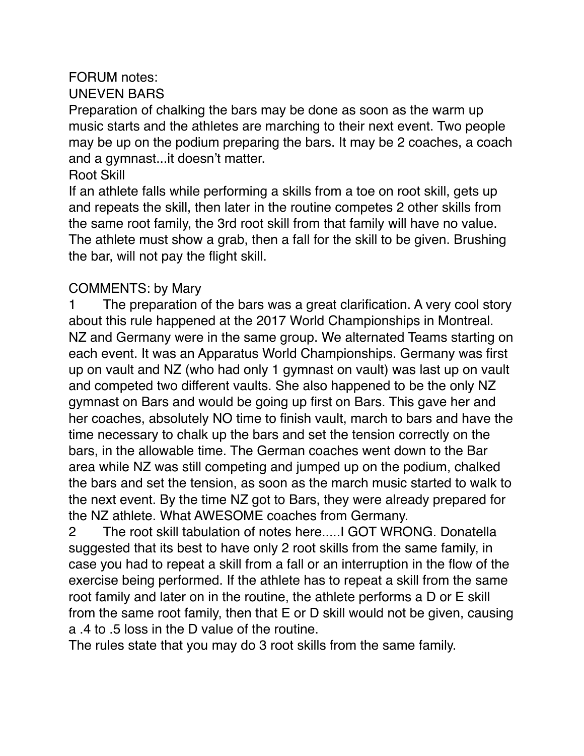FORUM notes:

UNEVEN BARS

Preparation of chalking the bars may be done as soon as the warm up music starts and the athletes are marching to their next event. Two people may be up on the podium preparing the bars. It may be 2 coaches, a coach and a gymnast...it doesn't matter.

Root Skill

If an athlete falls while performing a skills from a toe on root skill, gets up and repeats the skill, then later in the routine competes 2 other skills from the same root family, the 3rd root skill from that family will have no value. The athlete must show a grab, then a fall for the skill to be given. Brushing the bar, will not pay the flight skill.

COMMENTS: by Mary

1 The preparation of the bars was a great clarification. A very cool story about this rule happened at the 2017 World Championships in Montreal. NZ and Germany were in the same group. We alternated Teams starting on each event. It was an Apparatus World Championships. Germany was first up on vault and NZ (who had only 1 gymnast on vault) was last up on vault and competed two different vaults. She also happened to be the only NZ gymnast on Bars and would be going up first on Bars. This gave her and her coaches, absolutely NO time to finish vault, march to bars and have the time necessary to chalk up the bars and set the tension correctly on the bars, in the allowable time. The German coaches went down to the Bar area while NZ was still competing and jumped up on the podium, chalked the bars and set the tension, as soon as the march music started to walk to the next event. By the time NZ got to Bars, they were already prepared for the NZ athlete. What AWESOME coaches from Germany.

2 The root skill tabulation of notes here.....I GOT WRONG. Donatella suggested that its best to have only 2 root skills from the same family, in case you had to repeat a skill from a fall or an interruption in the flow of the exercise being performed. If the athlete has to repeat a skill from the same root family and later on in the routine, the athlete performs a D or E skill from the same root family, then that E or D skill would not be given, causing a .4 to .5 loss in the D value of the routine.

The rules state that you may do 3 root skills from the same family.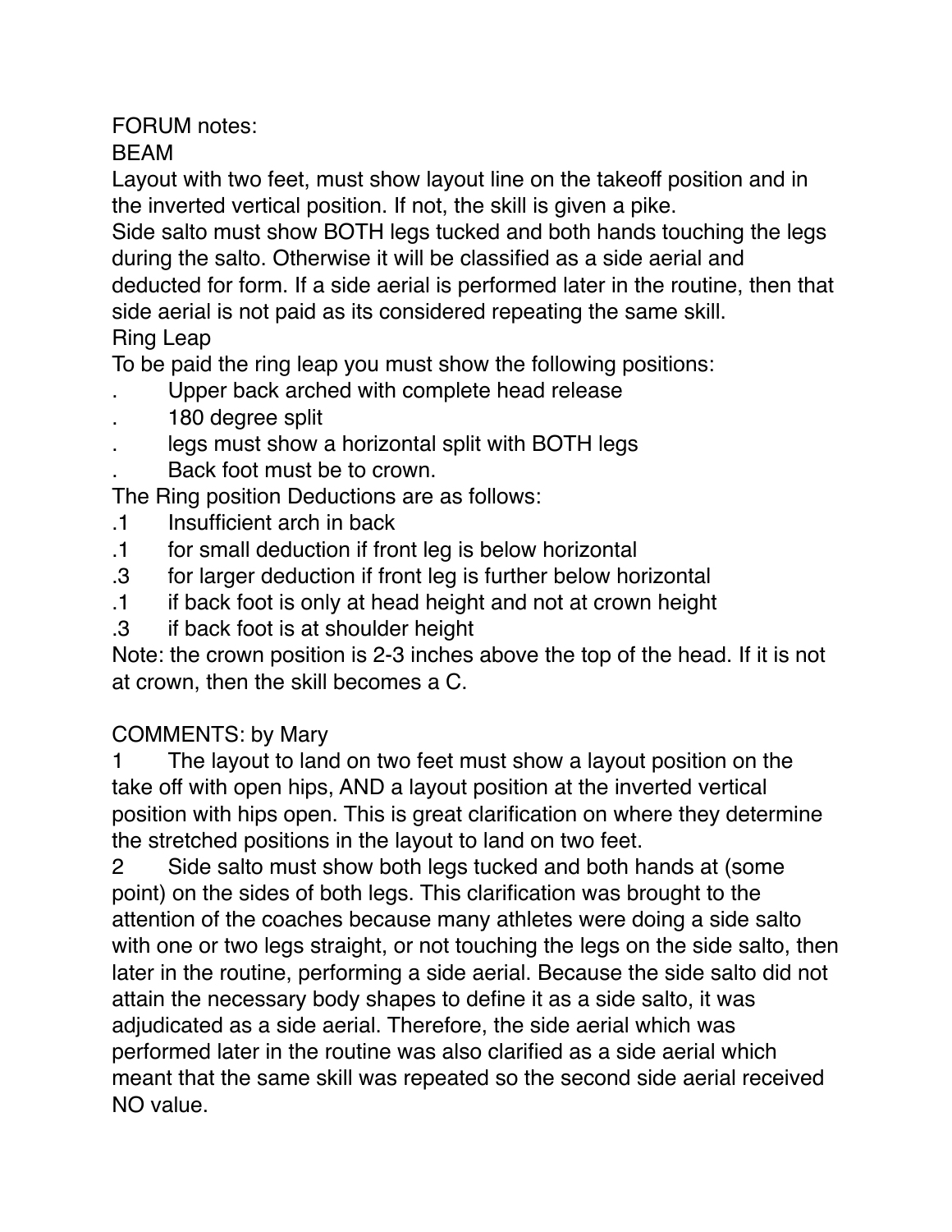FORUM notes:

BEAM

Layout with two feet, must show layout line on the takeoff position and in the inverted vertical position. If not, the skill is given a pike.

Side salto must show BOTH legs tucked and both hands touching the legs during the salto. Otherwise it will be classified as a side aerial and deducted for form. If a side aerial is performed later in the routine, then that side aerial is not paid as its considered repeating the same skill.

Ring Leap

To be paid the ring leap you must show the following positions:

- Upper back arched with complete head release
- 180 degree split
- legs must show a horizontal split with BOTH legs
- Back foot must be to crown.

The Ring position Deductions are as follows:

.1 Insufficient arch in back
.1 for small deduction if front leg is below horizontal
.3 for larger deduction if front leg is further below horizontal
.1 if back foot is only at head height and not at crown height
.3 if back foot is at shoulder height

Note: the crown position is 2-3 inches above the top of the head. If it is not at crown, then the skill becomes a C.

COMMENTS: by Mary

1 The layout to land on two feet must show a layout position on the take off with open hips, AND a layout position at the inverted vertical position with hips open. This is great clarification on where they determine the stretched positions in the layout to land on two feet.

2 Side salto must show both legs tucked and both hands at (some point) on the sides of both legs. This clarification was brought to the attention of the coaches because many athletes were doing a side salto with one or two legs straight, or not touching the legs on the side salto, then later in the routine, performing a side aerial. Because the side salto did not attain the necessary body shapes to define it as a side salto, it was adjudicated as a side aerial. Therefore, the side aerial which was performed later in the routine was also clarified as a side aerial which meant that the same skill was repeated so the second side aerial received NO value.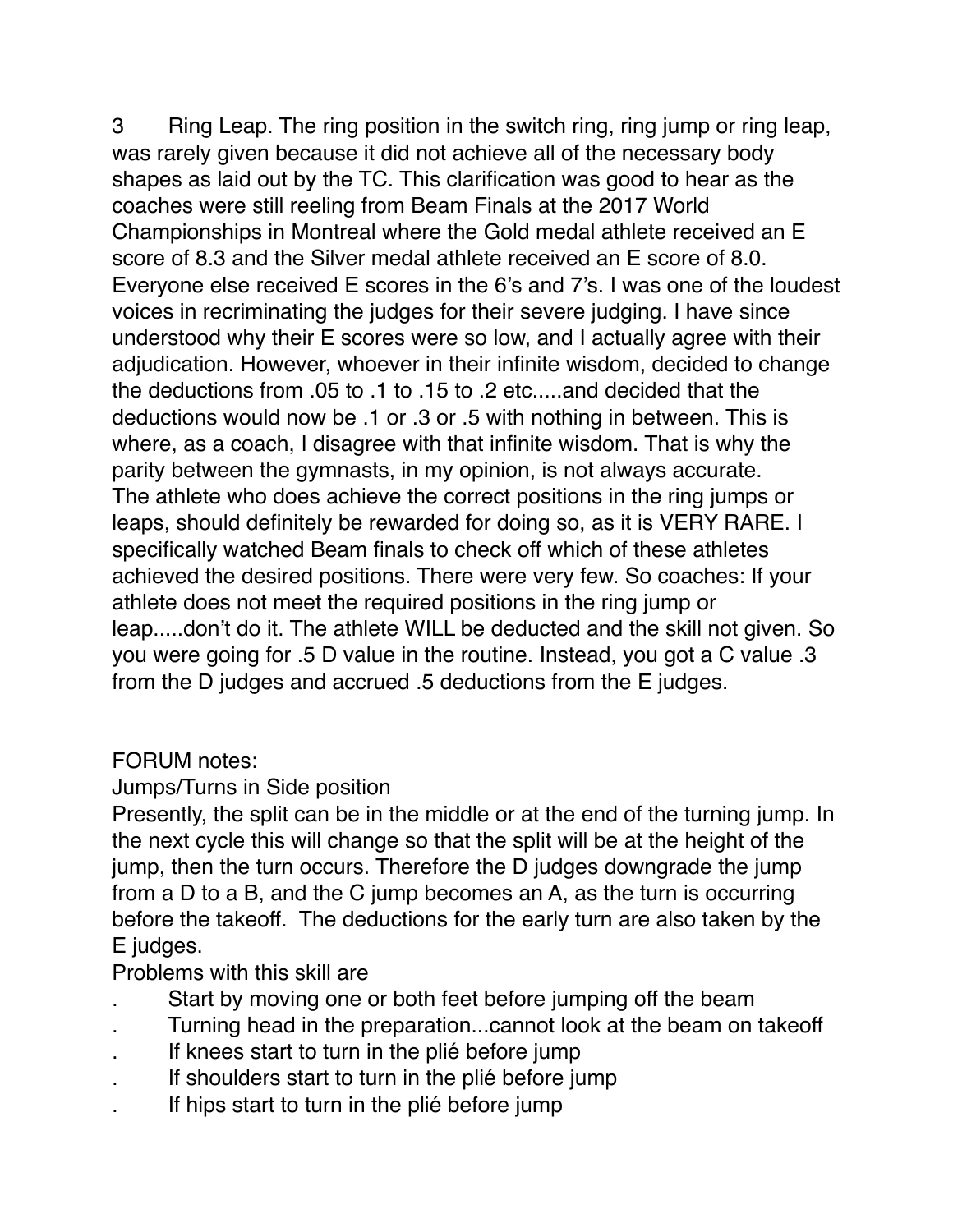3 Ring Leap. The ring position in the switch ring, ring jump or ring leap, was rarely given because it did not achieve all of the necessary body shapes as laid out by the TC. This clarification was good to hear as the coaches were still reeling from Beam Finals at the 2017 World Championships in Montreal where the Gold medal athlete received an E score of 8.3 and the Silver medal athlete received an E score of 8.0. Everyone else received E scores in the 6's and 7's. I was one of the loudest voices in recriminating the judges for their severe judging. I have since understood why their E scores were so low, and I actually agree with their adjudication. However, whoever in their infinite wisdom, decided to change the deductions from .05 to .1 to .15 to .2 etc.....and decided that the deductions would now be .1 or .3 or .5 with nothing in between. This is where, as a coach, I disagree with that infinite wisdom. That is why the parity between the gymnasts, in my opinion, is not always accurate.
The athlete who does achieve the correct positions in the ring jumps or leaps, should definitely be rewarded for doing so, as it is VERY RARE. I specifically watched Beam finals to check off which of these athletes achieved the desired positions. There were very few. So coaches: If your athlete does not meet the required positions in the ring jump or leap.....don't do it. The athlete WILL be deducted and the skill not given. So you were going for .5 D value in the routine. Instead, you got a C value .3 from the D judges and accrued .5 deductions from the E judges.

FORUM notes:

Jumps/Turns in Side position

Presently, the split can be in the middle or at the end of the turning jump. In the next cycle this will change so that the split will be at the height of the jump, then the turn occurs. Therefore the D judges downgrade the jump from a D to a B, and the C jump becomes an A, as the turn is occurring before the takeoff. The deductions for the early turn are also taken by the E judges.

Problems with this skill are

- Start by moving one or both feet before jumping off the beam
- Turning head in the preparation...cannot look at the beam on takeoff
- If knees start to turn in the plié before jump
- If shoulders start to turn in the plié before jump
- If hips start to turn in the plié before jump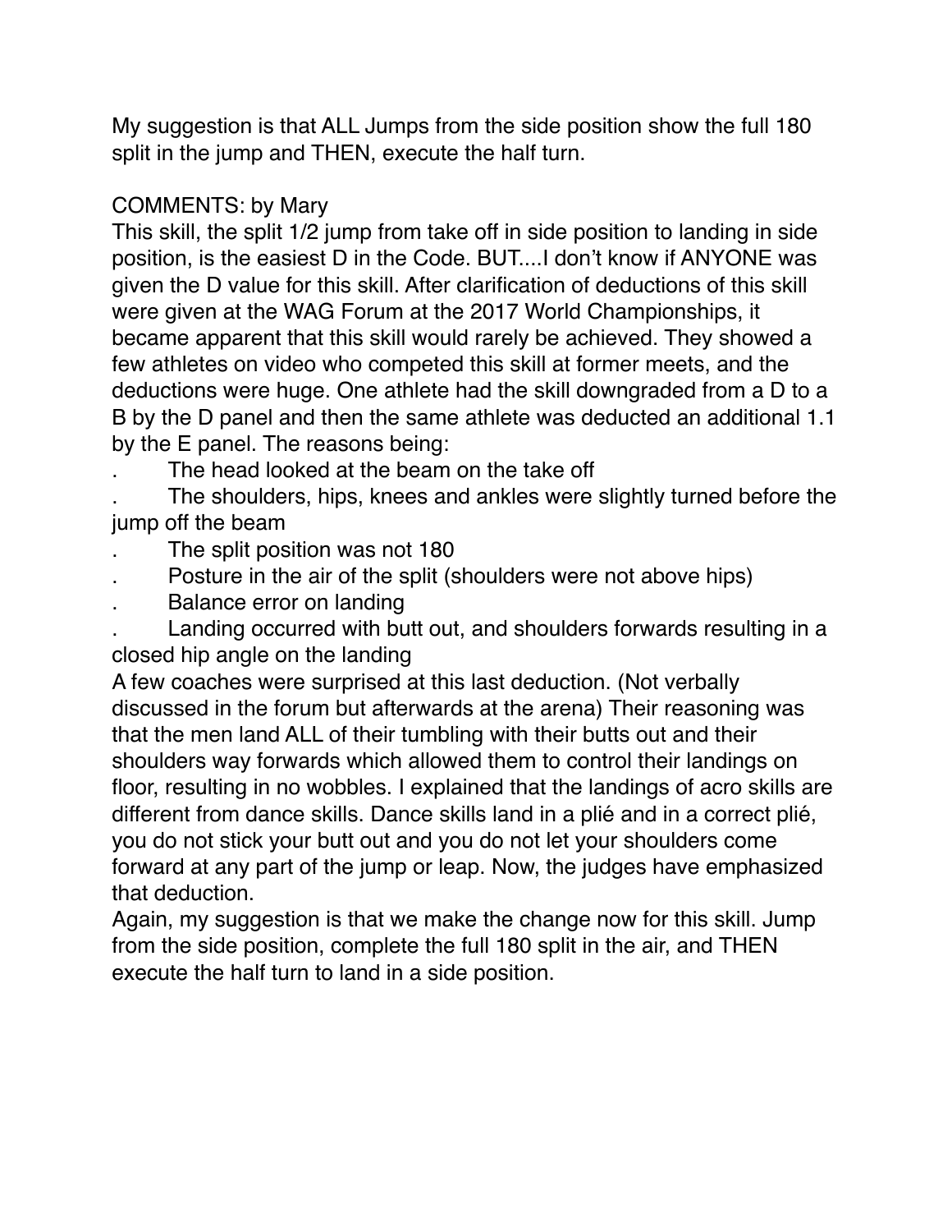My suggestion is that ALL Jumps from the side position show the full 180 split in the jump and THEN, execute the half turn.

COMMENTS: by Mary
This skill, the split 1/2 jump from take off in side position to landing in side position, is the easiest D in the Code. BUT....I don't know if ANYONE was given the D value for this skill. After clarification of deductions of this skill were given at the WAG Forum at the 2017 World Championships, it became apparent that this skill would rarely be achieved. They showed a few athletes on video who competed this skill at former meets, and the deductions were huge. One athlete had the skill downgraded from a D to a B by the D panel and then the same athlete was deducted an additional 1.1 by the E panel. The reasons being:

- The head looked at the beam on the take off
- The shoulders, hips, knees and ankles were slightly turned before the jump off the beam
- The split position was not 180
- Posture in the air of the split (shoulders were not above hips)
- Balance error on landing
- Landing occurred with butt out, and shoulders forwards resulting in a closed hip angle on the landing

A few coaches were surprised at this last deduction. (Not verbally discussed in the forum but afterwards at the arena) Their reasoning was that the men land ALL of their tumbling with their butts out and their shoulders way forwards which allowed them to control their landings on floor, resulting in no wobbles. I explained that the landings of acro skills are different from dance skills. Dance skills land in a plié and in a correct plié, you do not stick your butt out and you do not let your shoulders come forward at any part of the jump or leap. Now, the judges have emphasized that deduction.
Again, my suggestion is that we make the change now for this skill. Jump from the side position, complete the full 180 split in the air, and THEN execute the half turn to land in a side position.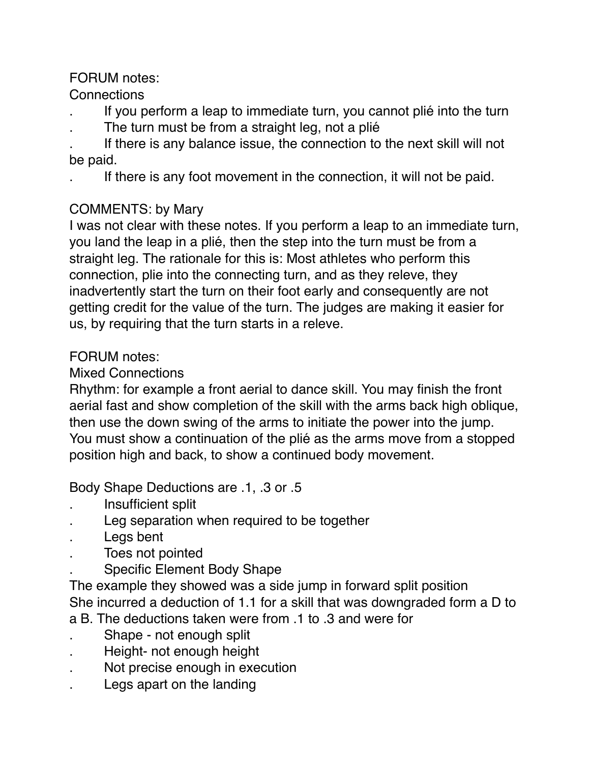FORUM notes:

Connections

- If you perform a leap to immediate turn, you cannot plié into the turn
- The turn must be from a straight leg, not a plié
- If there is any balance issue, the connection to the next skill will not be paid.
- If there is any foot movement in the connection, it will not be paid.

COMMENTS: by Mary

I was not clear with these notes. If you perform a leap to an immediate turn, you land the leap in a plié, then the step into the turn must be from a straight leg. The rationale for this is: Most athletes who perform this connection, plie into the connecting turn, and as they releve, they inadvertently start the turn on their foot early and consequently are not getting credit for the value of the turn. The judges are making it easier for us, by requiring that the turn starts in a releve.

FORUM notes:

Mixed Connections

Rhythm: for example a front aerial to dance skill. You may finish the front aerial fast and show completion of the skill with the arms back high oblique, then use the down swing of the arms to initiate the power into the jump. You must show a continuation of the plié as the arms move from a stopped position high and back, to show a continued body movement.

Body Shape Deductions are .1, .3 or .5

- Insufficient split
- Leg separation when required to be together
- Legs bent
- Toes not pointed
- Specific Element Body Shape

The example they showed was a side jump in forward split position

She incurred a deduction of 1.1 for a skill that was downgraded form a D to a B. The deductions taken were from .1 to .3 and were for

- Shape - not enough split
- Height- not enough height
- Not precise enough in execution
- Legs apart on the landing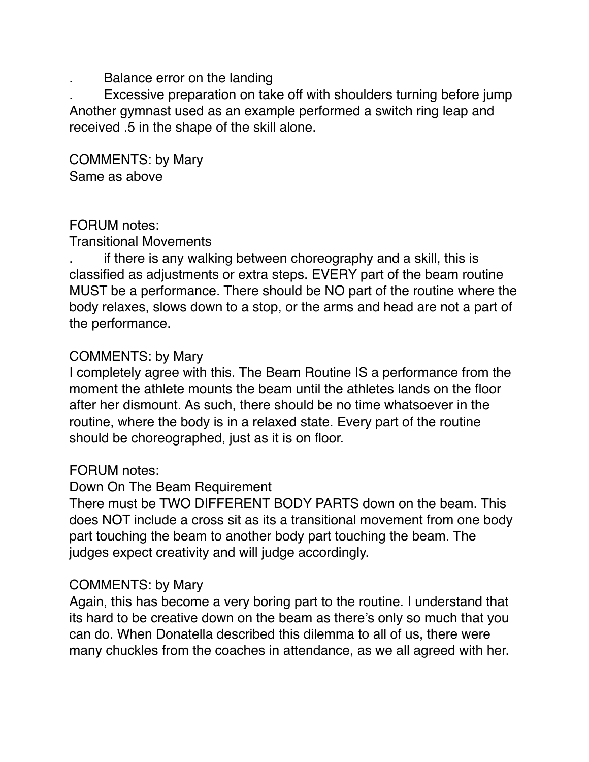- Balance error on the landing
- Excessive preparation on take off with shoulders turning before jump

Another gymnast used as an example performed a switch ring leap and received .5 in the shape of the skill alone.

COMMENTS: by Mary
Same as above

FORUM notes:
Transitional Movements

- if there is any walking between choreography and a skill, this is classified as adjustments or extra steps. EVERY part of the beam routine MUST be a performance. There should be NO part of the routine where the body relaxes, slows down to a stop, or the arms and head are not a part of the performance.

COMMENTS: by Mary
I completely agree with this. The Beam Routine IS a performance from the moment the athlete mounts the beam until the athletes lands on the floor after her dismount. As such, there should be no time whatsoever in the routine, where the body is in a relaxed state. Every part of the routine should be choreographed, just as it is on floor.

FORUM notes:
Down On The Beam Requirement
There must be TWO DIFFERENT BODY PARTS down on the beam. This does NOT include a cross sit as its a transitional movement from one body part touching the beam to another body part touching the beam. The judges expect creativity and will judge accordingly.

COMMENTS: by Mary
Again, this has become a very boring part to the routine. I understand that its hard to be creative down on the beam as there's only so much that you can do. When Donatella described this dilemma to all of us, there were many chuckles from the coaches in attendance, as we all agreed with her.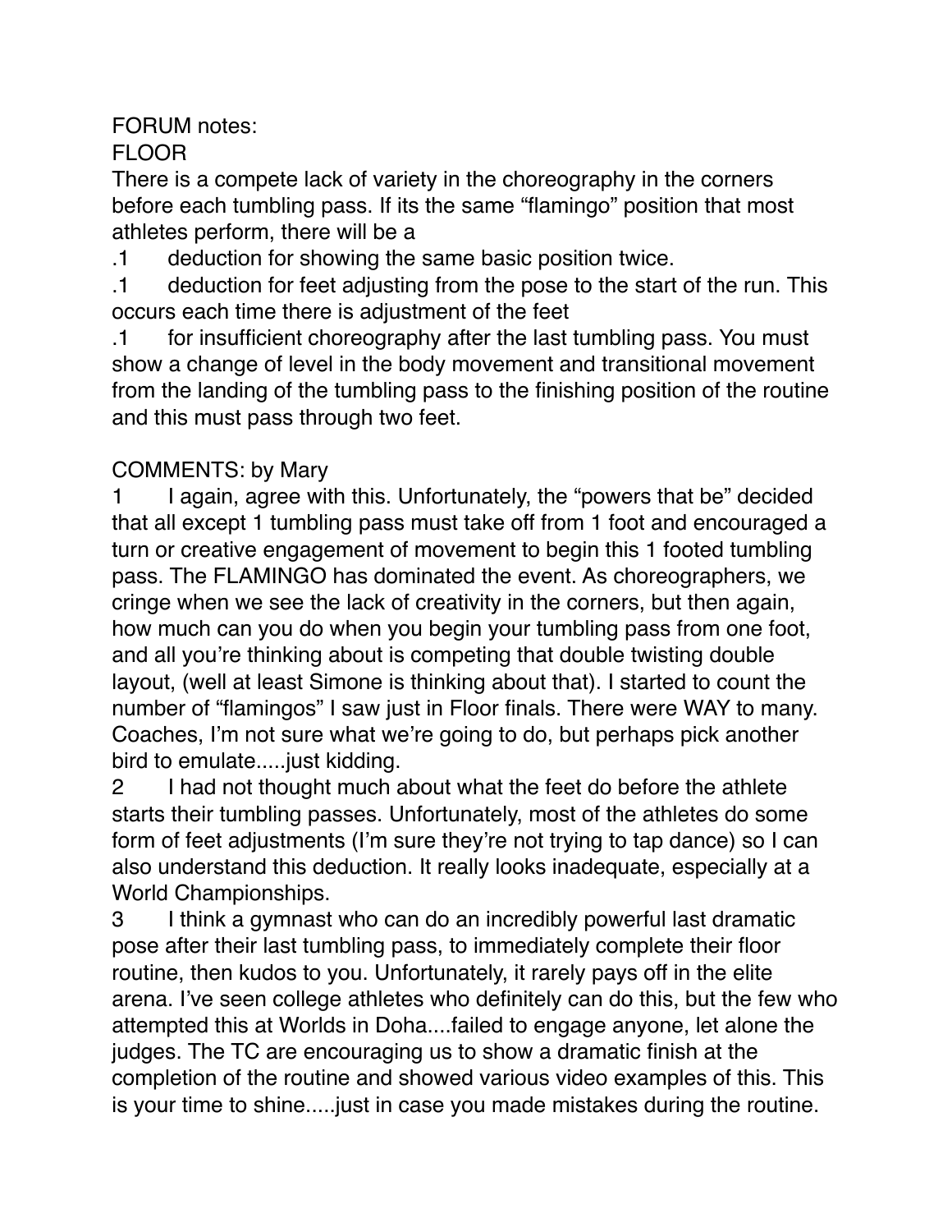FORUM notes:

FLOOR

There is a compete lack of variety in the choreography in the corners before each tumbling pass. If its the same "flamingo" position that most athletes perform, there will be a

.1 deduction for showing the same basic position twice.

.1 deduction for feet adjusting from the pose to the start of the run. This occurs each time there is adjustment of the feet

.1 for insufficient choreography after the last tumbling pass. You must show a change of level in the body movement and transitional movement from the landing of the tumbling pass to the finishing position of the routine and this must pass through two feet.

COMMENTS: by Mary

1 I again, agree with this. Unfortunately, the "powers that be" decided that all except 1 tumbling pass must take off from 1 foot and encouraged a turn or creative engagement of movement to begin this 1 footed tumbling pass. The FLAMINGO has dominated the event. As choreographers, we cringe when we see the lack of creativity in the corners, but then again, how much can you do when you begin your tumbling pass from one foot, and all you're thinking about is competing that double twisting double layout, (well at least Simone is thinking about that). I started to count the number of "flamingos" I saw just in Floor finals. There were WAY to many. Coaches, I'm not sure what we're going to do, but perhaps pick another bird to emulate.....just kidding.

2 I had not thought much about what the feet do before the athlete starts their tumbling passes. Unfortunately, most of the athletes do some form of feet adjustments (I'm sure they're not trying to tap dance) so I can also understand this deduction. It really looks inadequate, especially at a World Championships.

3 I think a gymnast who can do an incredibly powerful last dramatic pose after their last tumbling pass, to immediately complete their floor routine, then kudos to you. Unfortunately, it rarely pays off in the elite arena. I've seen college athletes who definitely can do this, but the few who attempted this at Worlds in Doha....failed to engage anyone, let alone the judges. The TC are encouraging us to show a dramatic finish at the completion of the routine and showed various video examples of this. This is your time to shine.....just in case you made mistakes during the routine.